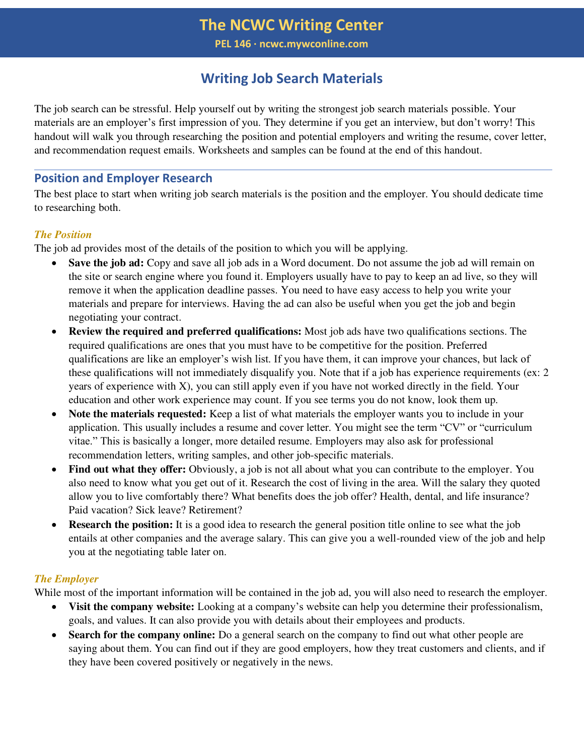# The NCWC Writing Center

**PEL 146 · ncwc.mywconline.com**

## Writing Job Search Materials

The job search can be stressful. Help yourself out by writing the strongest job search materials possible. Your materials are an employer's first impression of you. They determine if you get an interview, but don't worry! This handout will walk you through researching the position and potential employers and writing the resume, cover letter, and recommendation request emails. Worksheets and samples can be found at the end of this handout.

---

### Position and Employer Research

The best place to start when writing job search materials is the position and the employer. You should dedicate time to researching both.

#### *The Position*

The job ad provides most of the details of the position to which you will be applying.

- **Save the job ad:** Copy and save all job ads in a Word document. Do not assume the job ad will remain on the site or search engine where you found it. Employers usually have to pay to keep an ad live, so they will remove it when the application deadline passes. You need to have easy access to help you write your materials and prepare for interviews. Having the ad can also be useful when you get the job and begin negotiating your contract.
- **Review the required and preferred qualifications:** Most job ads have two qualifications sections. The required qualifications are ones that you must have to be competitive for the position. Preferred qualifications are like an employer's wish list. If you have them, it can improve your chances, but lack of these qualifications will not immediately disqualify you. Note that if a job has experience requirements (ex: 2 years of experience with X), you can still apply even if you have not worked directly in the field. Your education and other work experience may count. If you see terms you do not know, look them up.
- **Note the materials requested:** Keep a list of what materials the employer wants you to include in your application. This usually includes a resume and cover letter. You might see the term "CV" or "curriculum vitae." This is basically a longer, more detailed resume. Employers may also ask for professional recommendation letters, writing samples, and other job-specific materials.
- **Find out what they offer:** Obviously, a job is not all about what you can contribute to the employer. You also need to know what you get out of it. Research the cost of living in the area. Will the salary they quoted allow you to live comfortably there? What benefits does the job offer? Health, dental, and life insurance? Paid vacation? Sick leave? Retirement?
- **Research the position:** It is a good idea to research the general position title online to see what the job entails at other companies and the average salary. This can give you a well-rounded view of the job and help you at the negotiating table later on.

#### *The Employer*

While most of the important information will be contained in the job ad, you will also need to research the employer.

- **Visit the company website:** Looking at a company's website can help you determine their professionalism, goals, and values. It can also provide you with details about their employees and products.
- **Search for the company online:** Do a general search on the company to find out what other people are saying about them. You can find out if they are good employers, how they treat customers and clients, and if they have been covered positively or negatively in the news.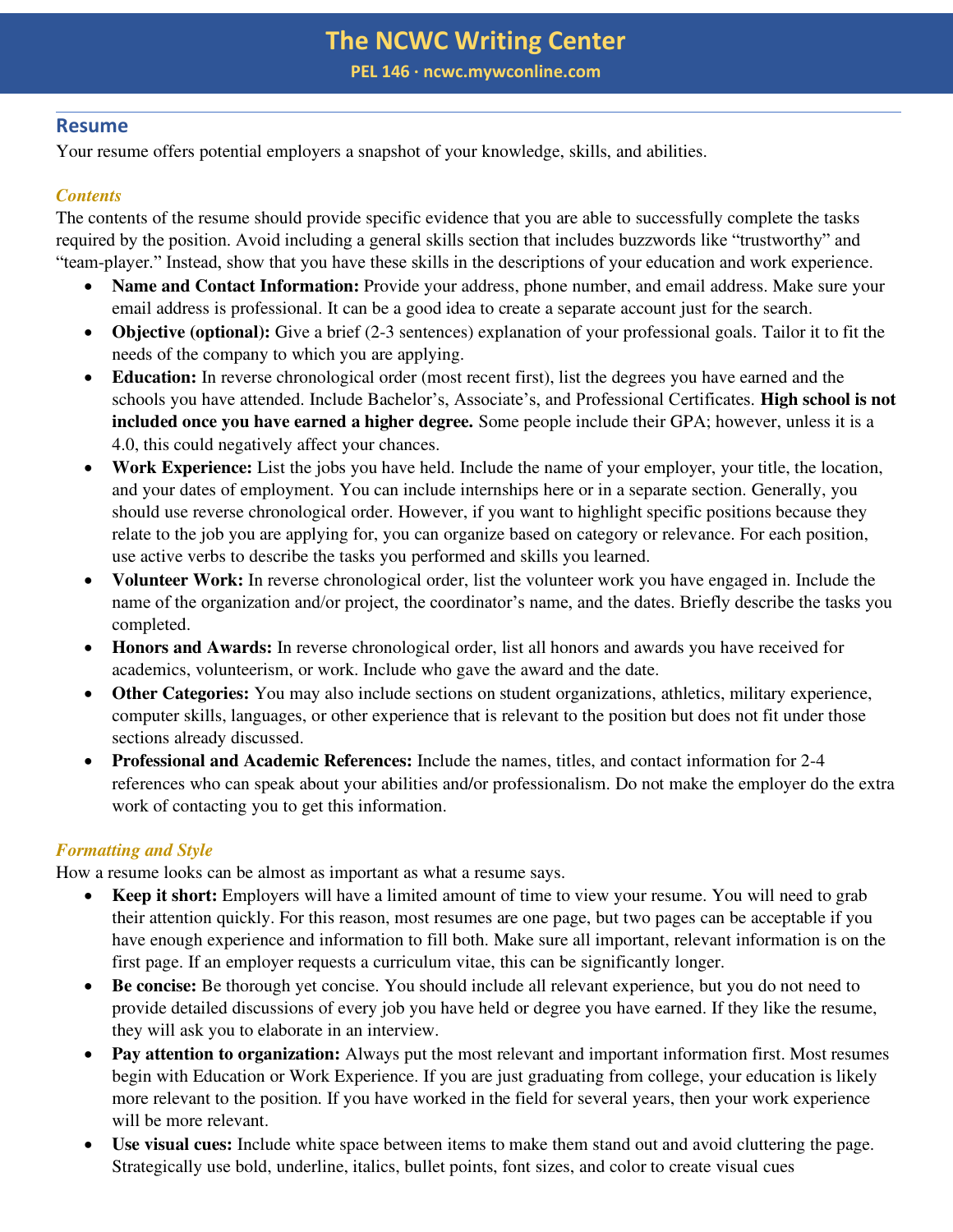## Resume

Your resume offers potential employers a snapshot of your knowledge, skills, and abilities.

### *Contents*

The contents of the resume should provide specific evidence that you are able to successfully complete the tasks required by the position. Avoid including a general skills section that includes buzzwords like "trustworthy" and "team-player." Instead, show that you have these skills in the descriptions of your education and work experience.

- **Name and Contact Information:** Provide your address, phone number, and email address. Make sure your email address is professional. It can be a good idea to create a separate account just for the search.
- **Objective (optional):** Give a brief (2-3 sentences) explanation of your professional goals. Tailor it to fit the needs of the company to which you are applying.
- **Education:** In reverse chronological order (most recent first), list the degrees you have earned and the schools you have attended. Include Bachelor's, Associate's, and Professional Certificates. **High school is not included once you have earned a higher degree.** Some people include their GPA; however, unless it is a 4.0, this could negatively affect your chances.
- **Work Experience:** List the jobs you have held. Include the name of your employer, your title, the location, and your dates of employment. You can include internships here or in a separate section. Generally, you should use reverse chronological order. However, if you want to highlight specific positions because they relate to the job you are applying for, you can organize based on category or relevance. For each position, use active verbs to describe the tasks you performed and skills you learned.
- **Volunteer Work:** In reverse chronological order, list the volunteer work you have engaged in. Include the name of the organization and/or project, the coordinator's name, and the dates. Briefly describe the tasks you completed.
- **Honors and Awards:** In reverse chronological order, list all honors and awards you have received for academics, volunteerism, or work. Include who gave the award and the date.
- **Other Categories:** You may also include sections on student organizations, athletics, military experience, computer skills, languages, or other experience that is relevant to the position but does not fit under those sections already discussed.
- **Professional and Academic References:** Include the names, titles, and contact information for 2-4 references who can speak about your abilities and/or professionalism. Do not make the employer do the extra work of contacting you to get this information.

### *Formatting and Style*

How a resume looks can be almost as important as what a resume says.

- **Keep it short:** Employers will have a limited amount of time to view your resume. You will need to grab their attention quickly. For this reason, most resumes are one page, but two pages can be acceptable if you have enough experience and information to fill both. Make sure all important, relevant information is on the first page. If an employer requests a curriculum vitae, this can be significantly longer.
- **Be concise:** Be thorough yet concise. You should include all relevant experience, but you do not need to provide detailed discussions of every job you have held or degree you have earned. If they like the resume, they will ask you to elaborate in an interview.
- **Pay attention to organization:** Always put the most relevant and important information first. Most resumes begin with Education or Work Experience. If you are just graduating from college, your education is likely more relevant to the position. If you have worked in the field for several years, then your work experience will be more relevant.
- **Use visual cues:** Include white space between items to make them stand out and avoid cluttering the page. Strategically use bold, underline, italics, bullet points, font sizes, and color to create visual cues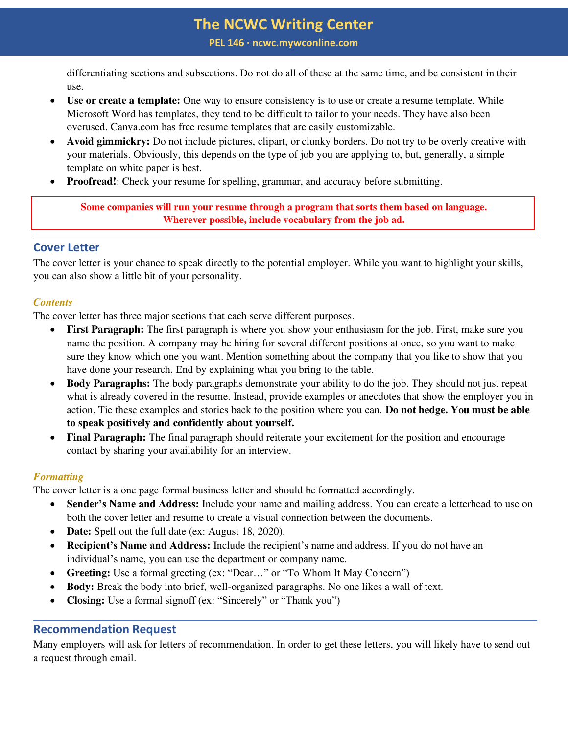differentiating sections and subsections. Do not do all of these at the same time, and be consistent in their use.

- **Use or create a template:** One way to ensure consistency is to use or create a resume template. While Microsoft Word has templates, they tend to be difficult to tailor to your needs. They have also been overused. Canva.com has free resume templates that are easily customizable.
- **Avoid gimmickry:** Do not include pictures, clipart, or clunky borders. Do not try to be overly creative with your materials. Obviously, this depends on the type of job you are applying to, but, generally, a simple template on white paper is best.
- **Proofread!**: Check your resume for spelling, grammar, and accuracy before submitting.

**Some companies will run your resume through a program that sorts them based on language. Wherever possible, include vocabulary from the job ad.**

## Cover Letter

The cover letter is your chance to speak directly to the potential employer. While you want to highlight your skills, you can also show a little bit of your personality.

### *Contents*

The cover letter has three major sections that each serve different purposes.

- **First Paragraph:** The first paragraph is where you show your enthusiasm for the job. First, make sure you name the position. A company may be hiring for several different positions at once, so you want to make sure they know which one you want. Mention something about the company that you like to show that you have done your research. End by explaining what you bring to the table.
- **Body Paragraphs:** The body paragraphs demonstrate your ability to do the job. They should not just repeat what is already covered in the resume. Instead, provide examples or anecdotes that show the employer you in action. Tie these examples and stories back to the position where you can. **Do not hedge. You must be able to speak positively and confidently about yourself.**
- **Final Paragraph:** The final paragraph should reiterate your excitement for the position and encourage contact by sharing your availability for an interview.

### *Formatting*

The cover letter is a one page formal business letter and should be formatted accordingly.

- **Sender's Name and Address:** Include your name and mailing address. You can create a letterhead to use on both the cover letter and resume to create a visual connection between the documents.
- **Date:** Spell out the full date (ex: August 18, 2020).
- **Recipient's Name and Address:** Include the recipient's name and address. If you do not have an individual's name, you can use the department or company name.
- **Greeting:** Use a formal greeting (ex: "Dear…" or "To Whom It May Concern")
- **Body:** Break the body into brief, well-organized paragraphs. No one likes a wall of text.
- **Closing:** Use a formal signoff (ex: "Sincerely" or "Thank you")

## Recommendation Request

Many employers will ask for letters of recommendation. In order to get these letters, you will likely have to send out a request through email.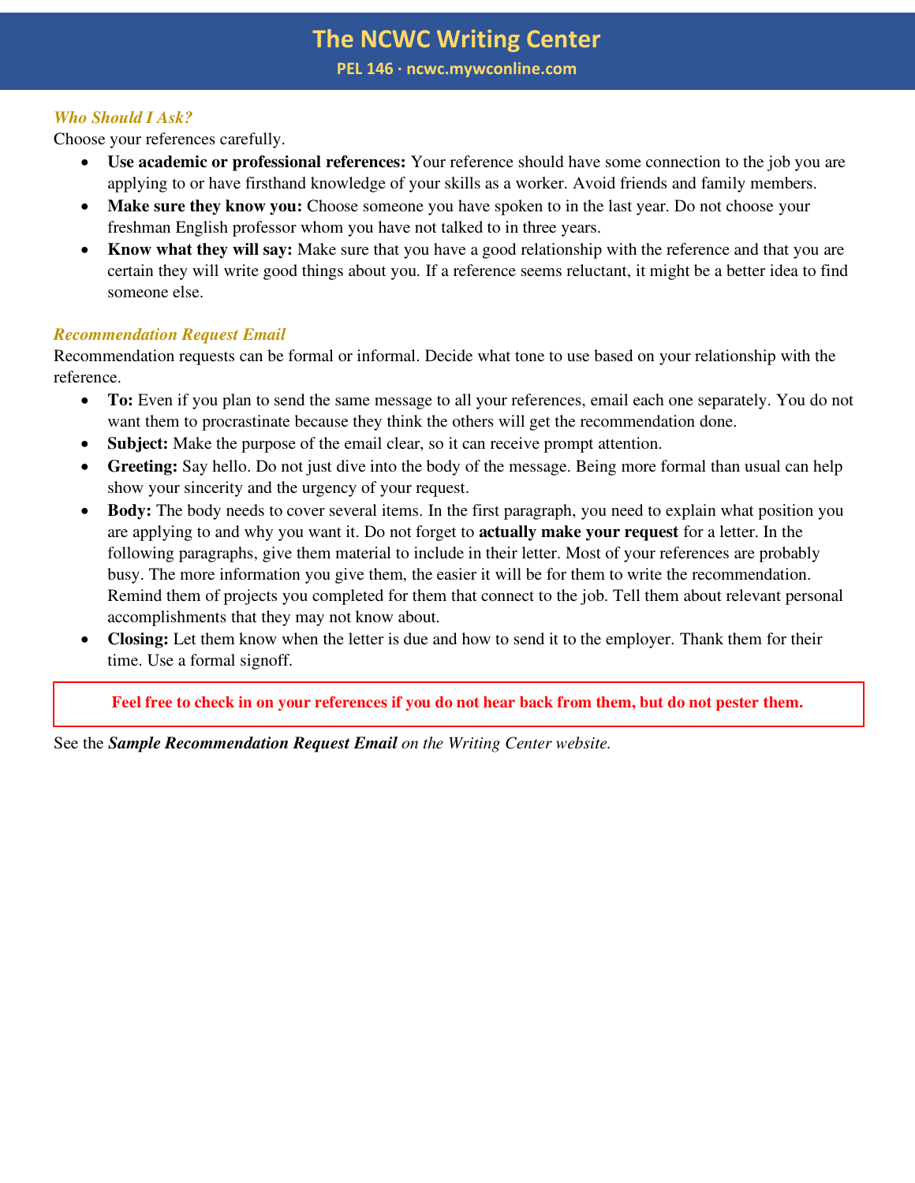### *Who Should I Ask?*

Choose your references carefully.

- **Use academic or professional references:** Your reference should have some connection to the job you are applying to or have firsthand knowledge of your skills as a worker. Avoid friends and family members.
- **Make sure they know you:** Choose someone you have spoken to in the last year. Do not choose your freshman English professor whom you have not talked to in three years.
- **Know what they will say:** Make sure that you have a good relationship with the reference and that you are certain they will write good things about you. If a reference seems reluctant, it might be a better idea to find someone else.

### *Recommendation Request Email*

Recommendation requests can be formal or informal. Decide what tone to use based on your relationship with the reference.

- **To:** Even if you plan to send the same message to all your references, email each one separately. You do not want them to procrastinate because they think the others will get the recommendation done.
- **Subject:** Make the purpose of the email clear, so it can receive prompt attention.
- **Greeting:** Say hello. Do not just dive into the body of the message. Being more formal than usual can help show your sincerity and the urgency of your request.
- **Body:** The body needs to cover several items. In the first paragraph, you need to explain what position you are applying to and why you want it. Do not forget to **actually make your request** for a letter. In the following paragraphs, give them material to include in their letter. Most of your references are probably busy. The more information you give them, the easier it will be for them to write the recommendation. Remind them of projects you completed for them that connect to the job. Tell them about relevant personal accomplishments that they may not know about.
- **Closing:** Let them know when the letter is due and how to send it to the employer. Thank them for their time. Use a formal signoff.

**Feel free to check in on your references if you do not hear back from them, but do not pester them.**

See the ***Sample Recommendation Request Email*** *on the Writing Center website.*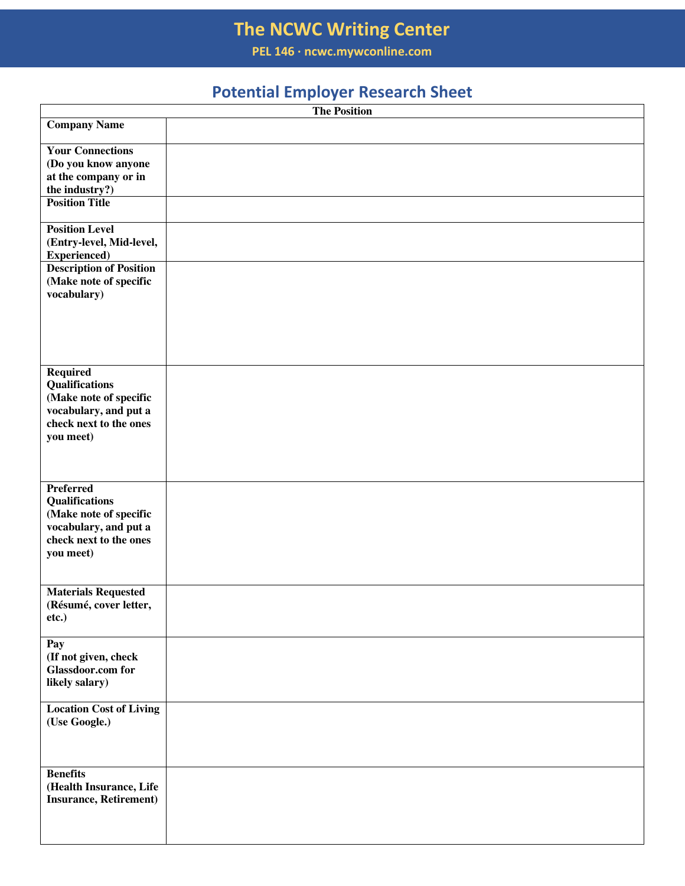# The NCWC Writing Center

PEL 146 · ncwc.mywconline.com

## Potential Employer Research Sheet

| The Position | |
|---|---|
| **Company Name** | |
| **Your Connections (Do you know anyone at the company or in the industry?)** | |
| **Position Title** | |
| **Position Level (Entry-level, Mid-level, Experienced)** | |
| **Description of Position (Make note of specific vocabulary)** | |
| **Required Qualifications (Make note of specific vocabulary, and put a check next to the ones you meet)** | |
| **Preferred Qualifications (Make note of specific vocabulary, and put a check next to the ones you meet)** | |
| **Materials Requested (Résumé, cover letter, etc.)** | |
| **Pay (If not given, check Glassdoor.com for likely salary)** | |
| **Location Cost of Living (Use Google.)** | |
| **Benefits (Health Insurance, Life Insurance, Retirement)** | |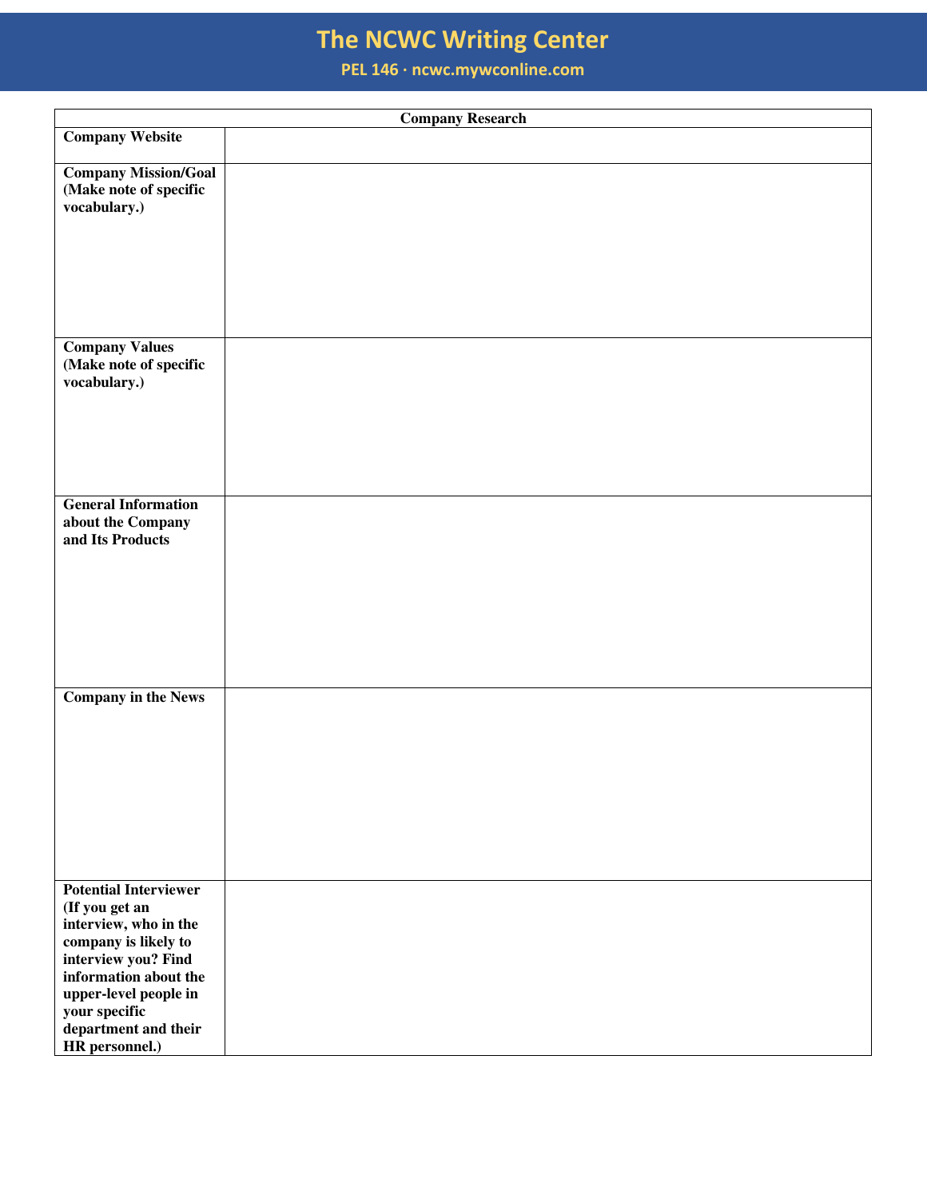| Company Research | |
|---|---|
| **Company Website** | |
| **Company Mission/Goal (Make note of specific vocabulary.)** | |
| **Company Values (Make note of specific vocabulary.)** | |
| **General Information about the Company and Its Products** | |
| **Company in the News** | |
| **Potential Interviewer (If you get an interview, who in the company is likely to interview you? Find information about the upper-level people in your specific department and their HR personnel.)** | |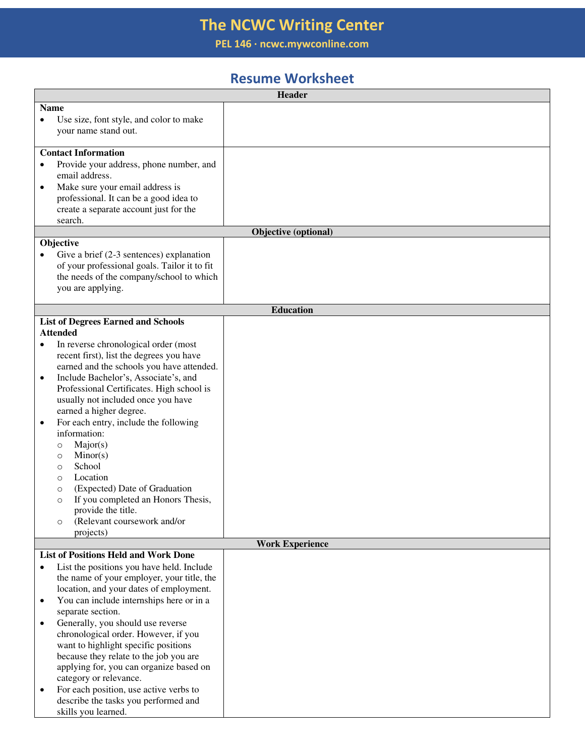# The NCWC Writing Center

**PEL 146 · ncwc.mywconline.com**

## Resume Worksheet

| Header | |
|---|---|
| **Name**<br>• Use size, font style, and color to make your name stand out. | |
| **Contact Information**<br>• Provide your address, phone number, and email address.<br>• Make sure your email address is professional. It can be a good idea to create a separate account just for the search. | |
| **Objective (optional)** | |
| **Objective**<br>• Give a brief (2-3 sentences) explanation of your professional goals. Tailor it to fit the needs of the company/school to which you are applying. | |
| **Education** | |
| **List of Degrees Earned and Schools Attended**<br>• In reverse chronological order (most recent first), list the degrees you have earned and the schools you have attended.<br>• Include Bachelor's, Associate's, and Professional Certificates. High school is usually not included once you have earned a higher degree.<br>• For each entry, include the following information:<br>&nbsp;&nbsp;○ Major(s)<br>&nbsp;&nbsp;○ Minor(s)<br>&nbsp;&nbsp;○ School<br>&nbsp;&nbsp;○ Location<br>&nbsp;&nbsp;○ (Expected) Date of Graduation<br>&nbsp;&nbsp;○ If you completed an Honors Thesis, provide the title.<br>&nbsp;&nbsp;○ (Relevant coursework and/or projects) | |
| **Work Experience** | |
| **List of Positions Held and Work Done**<br>• List the positions you have held. Include the name of your employer, your title, the location, and your dates of employment.<br>• You can include internships here or in a separate section.<br>• Generally, you should use reverse chronological order. However, if you want to highlight specific positions because they relate to the job you are applying for, you can organize based on category or relevance.<br>• For each position, use active verbs to describe the tasks you performed and skills you learned. | |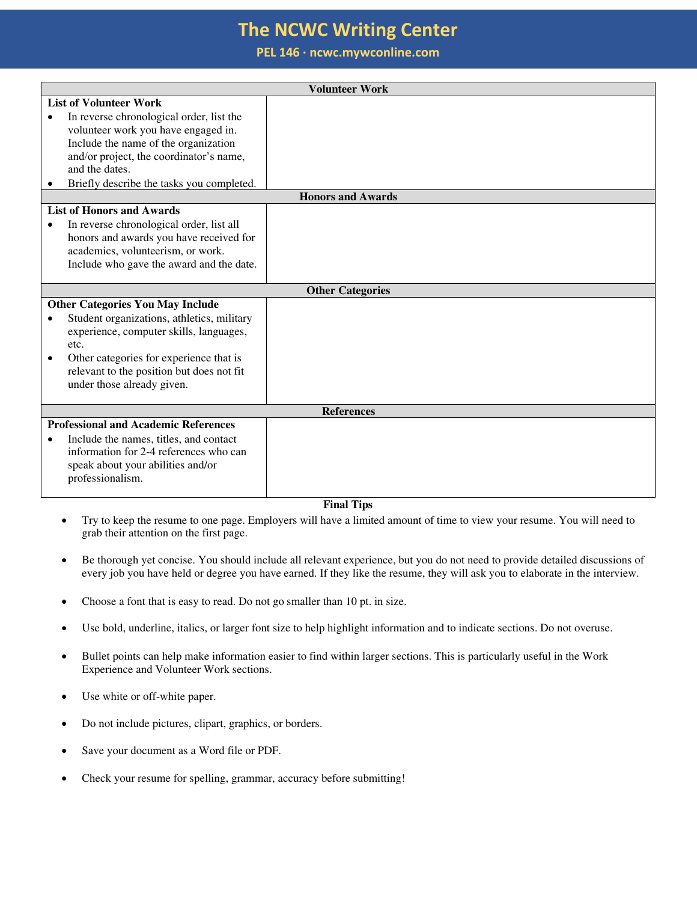| Volunteer Work | |
|---|---|
| **List of Volunteer Work**<br>• In reverse chronological order, list the volunteer work you have engaged in. Include the name of the organization and/or project, the coordinator's name, and the dates.<br>• Briefly describe the tasks you completed. | |
| **Honors and Awards** | |
| **List of Honors and Awards**<br>• In reverse chronological order, list all honors and awards you have received for academics, volunteerism, or work. Include who gave the award and the date. | |
| **Other Categories** | |
| **Other Categories You May Include**<br>• Student organizations, athletics, military experience, computer skills, languages, etc.<br>• Other categories for experience that is relevant to the position but does not fit under those already given. | |
| **References** | |
| **Professional and Academic References**<br>• Include the names, titles, and contact information for 2-4 references who can speak about your abilities and/or professionalism. | |

**Final Tips**

- Try to keep the resume to one page. Employers will have a limited amount of time to view your resume. You will need to grab their attention on the first page.
- Be thorough yet concise. You should include all relevant experience, but you do not need to provide detailed discussions of every job you have held or degree you have earned. If they like the resume, they will ask you to elaborate in the interview.
- Choose a font that is easy to read. Do not go smaller than 10 pt. in size.
- Use bold, underline, italics, or larger font size to help highlight information and to indicate sections. Do not overuse.
- Bullet points can help make information easier to find within larger sections. This is particularly useful in the Work Experience and Volunteer Work sections.
- Use white or off-white paper.
- Do not include pictures, clipart, graphics, or borders.
- Save your document as a Word file or PDF.
- Check your resume for spelling, grammar, accuracy before submitting!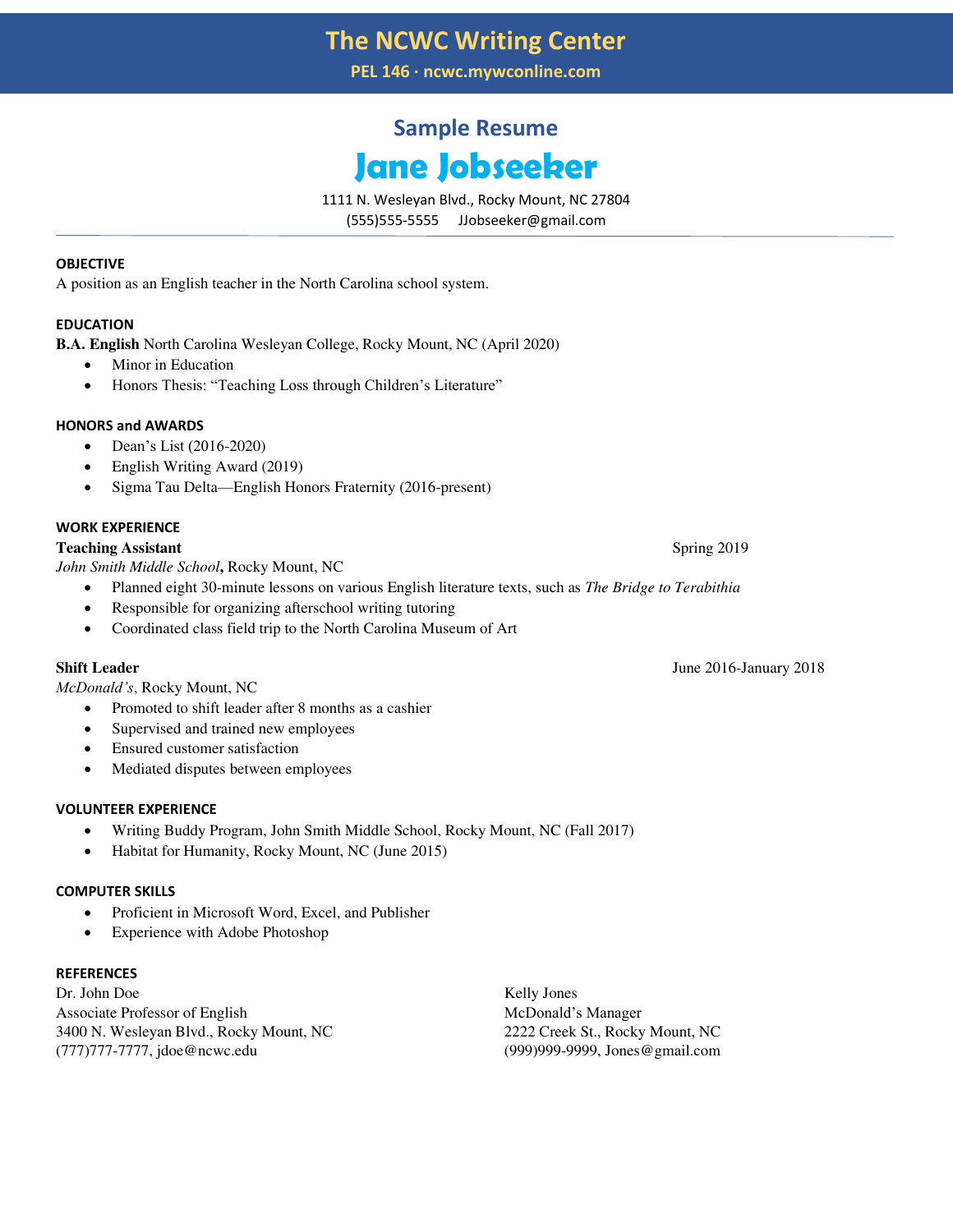# The NCWC Writing Center

PEL 146 · ncwc.mywconline.com

## Sample Resume

# Jane Jobseeker

1111 N. Wesleyan Blvd., Rocky Mount, NC 27804

(555)555-5555 JJobseeker@gmail.com

---

**OBJECTIVE**

A position as an English teacher in the North Carolina school system.

**EDUCATION**

**B.A. English** North Carolina Wesleyan College, Rocky Mount, NC (April 2020)

- Minor in Education
- Honors Thesis: "Teaching Loss through Children's Literature"

**HONORS and AWARDS**

- Dean's List (2016-2020)
- English Writing Award (2019)
- Sigma Tau Delta—English Honors Fraternity (2016-present)

**WORK EXPERIENCE**

**Teaching Assistant** Spring 2019

*John Smith Middle School***,** Rocky Mount, NC

- Planned eight 30-minute lessons on various English literature texts, such as *The Bridge to Terabithia*
- Responsible for organizing afterschool writing tutoring
- Coordinated class field trip to the North Carolina Museum of Art

**Shift Leader** June 2016-January 2018

*McDonald's*, Rocky Mount, NC

- Promoted to shift leader after 8 months as a cashier
- Supervised and trained new employees
- Ensured customer satisfaction
- Mediated disputes between employees

**VOLUNTEER EXPERIENCE**

- Writing Buddy Program, John Smith Middle School, Rocky Mount, NC (Fall 2017)
- Habitat for Humanity, Rocky Mount, NC (June 2015)

**COMPUTER SKILLS**

- Proficient in Microsoft Word, Excel, and Publisher
- Experience with Adobe Photoshop

**REFERENCES**

Dr. John Doe
Associate Professor of English
3400 N. Wesleyan Blvd., Rocky Mount, NC
(777)777-7777, jdoe@ncwc.edu

Kelly Jones
McDonald's Manager
2222 Creek St., Rocky Mount, NC
(999)999-9999, Jones@gmail.com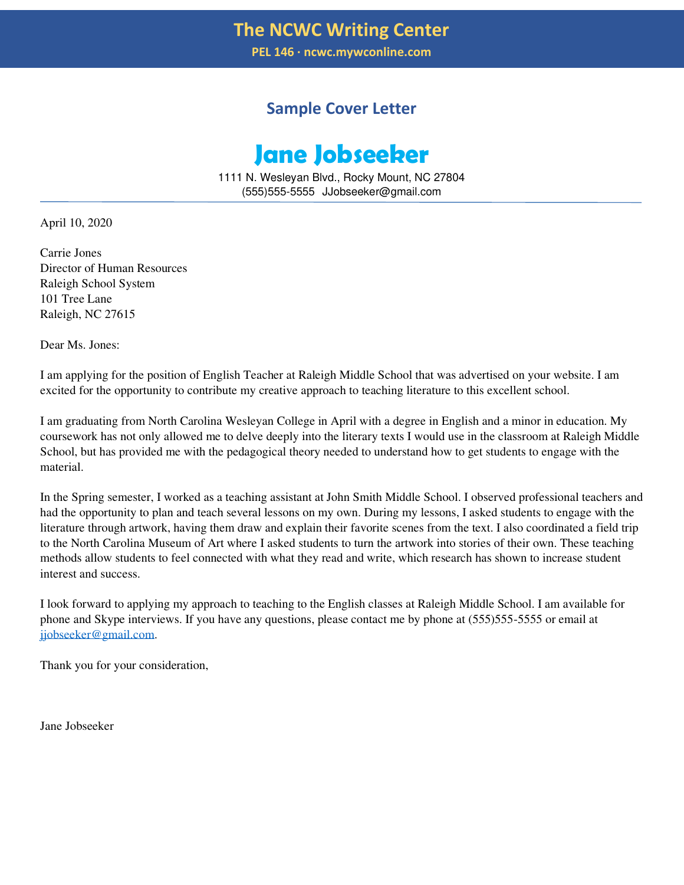# Sample Cover Letter

## Jane Jobseeker

1111 N. Wesleyan Blvd., Rocky Mount, NC 27804
(555)555-5555 JJobseeker@gmail.com

---

April 10, 2020

Carrie Jones
Director of Human Resources
Raleigh School System
101 Tree Lane
Raleigh, NC 27615

Dear Ms. Jones:

I am applying for the position of English Teacher at Raleigh Middle School that was advertised on your website. I am excited for the opportunity to contribute my creative approach to teaching literature to this excellent school.

I am graduating from North Carolina Wesleyan College in April with a degree in English and a minor in education. My coursework has not only allowed me to delve deeply into the literary texts I would use in the classroom at Raleigh Middle School, but has provided me with the pedagogical theory needed to understand how to get students to engage with the material.

In the Spring semester, I worked as a teaching assistant at John Smith Middle School. I observed professional teachers and had the opportunity to plan and teach several lessons on my own. During my lessons, I asked students to engage with the literature through artwork, having them draw and explain their favorite scenes from the text. I also coordinated a field trip to the North Carolina Museum of Art where I asked students to turn the artwork into stories of their own. These teaching methods allow students to feel connected with what they read and write, which research has shown to increase student interest and success.

I look forward to applying my approach to teaching to the English classes at Raleigh Middle School. I am available for phone and Skype interviews. If you have any questions, please contact me by phone at (555)555-5555 or email at jjobseeker@gmail.com.

Thank you for your consideration,

Jane Jobseeker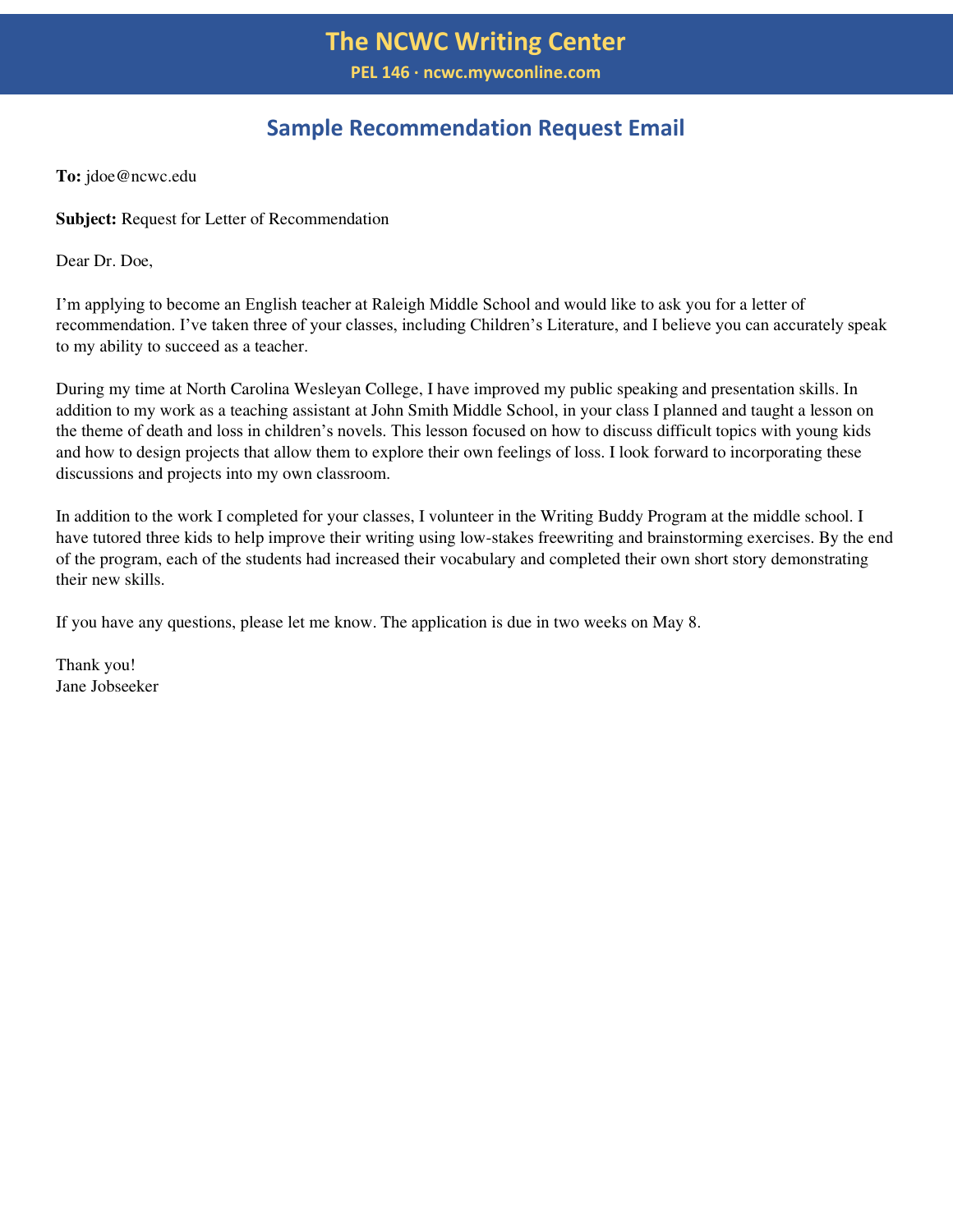# Sample Recommendation Request Email

**To:** jdoe@ncwc.edu

**Subject:** Request for Letter of Recommendation

Dear Dr. Doe,

I'm applying to become an English teacher at Raleigh Middle School and would like to ask you for a letter of recommendation. I've taken three of your classes, including Children's Literature, and I believe you can accurately speak to my ability to succeed as a teacher.

During my time at North Carolina Wesleyan College, I have improved my public speaking and presentation skills. In addition to my work as a teaching assistant at John Smith Middle School, in your class I planned and taught a lesson on the theme of death and loss in children's novels. This lesson focused on how to discuss difficult topics with young kids and how to design projects that allow them to explore their own feelings of loss. I look forward to incorporating these discussions and projects into my own classroom.

In addition to the work I completed for your classes, I volunteer in the Writing Buddy Program at the middle school. I have tutored three kids to help improve their writing using low-stakes freewriting and brainstorming exercises. By the end of the program, each of the students had increased their vocabulary and completed their own short story demonstrating their new skills.

If you have any questions, please let me know. The application is due in two weeks on May 8.

Thank you!
Jane Jobseeker